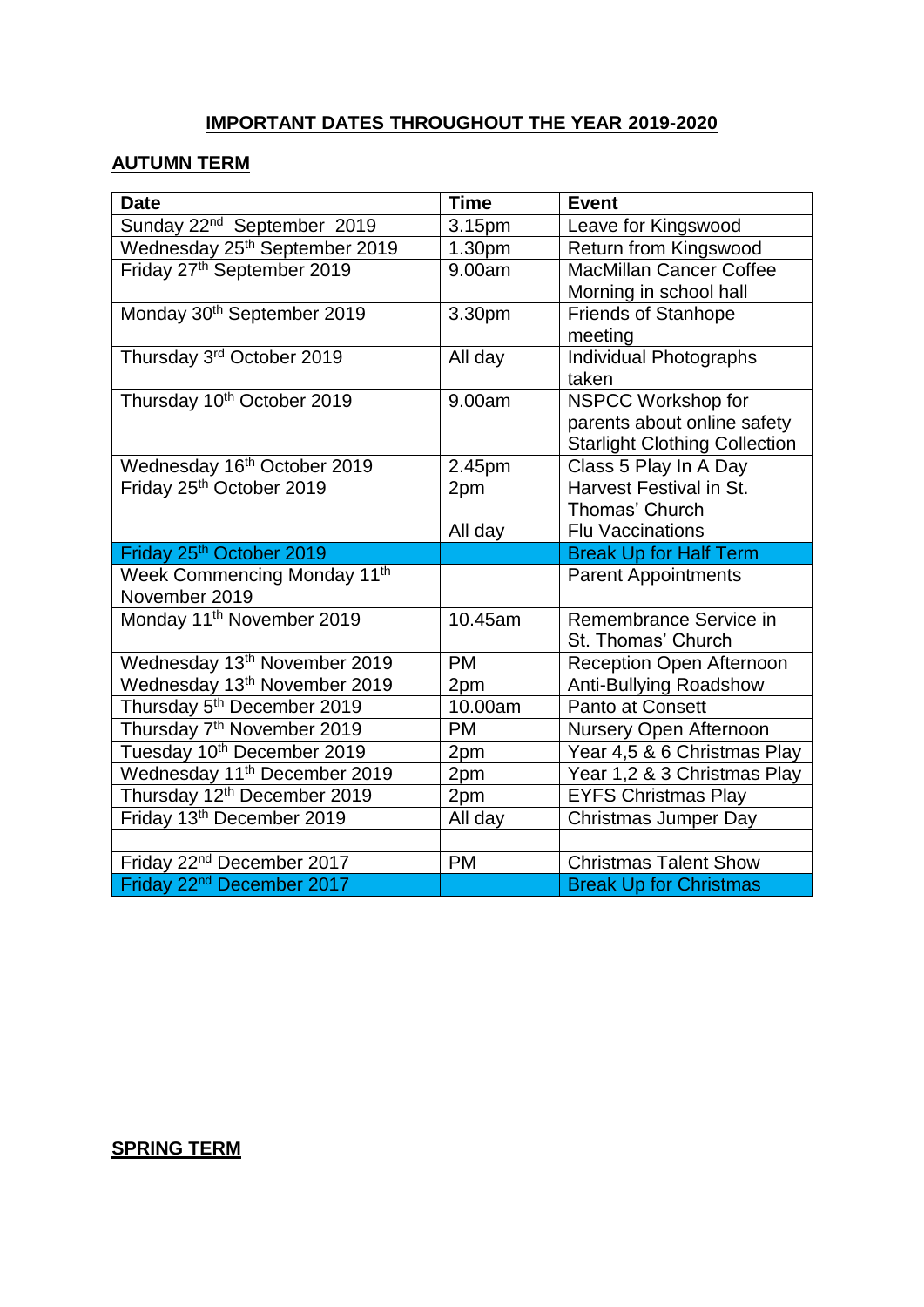## IMPORTANT DATES THROUGHOUT THE YEAR 2019-2020

### AUTUMN TERM

| Date | Time | Event |
|---|---|---|
| Sunday 22nd September 2019 | 3.15pm | Leave for Kingswood |
| Wednesday 25th September 2019 | 1.30pm | Return from Kingswood |
| Friday 27th September 2019 | 9.00am | MacMillan Cancer Coffee Morning in school hall |
| Monday 30th September 2019 | 3.30pm | Friends of Stanhope meeting |
| Thursday 3rd October 2019 | All day | Individual Photographs taken |
| Thursday 10th October 2019 | 9.00am | NSPCC Workshop for parents about online safety<br>Starlight Clothing Collection |
| Wednesday 16th October 2019 | 2.45pm | Class 5 Play In A Day |
| Friday 25th October 2019 | 2pm<br><br>All day | Harvest Festival in St. Thomas' Church<br>Flu Vaccinations |
| Friday 25th October 2019 | | Break Up for Half Term |
| Week Commencing Monday 11th November 2019 | | Parent Appointments |
| Monday 11th November 2019 | 10.45am | Remembrance Service in St. Thomas' Church |
| Wednesday 13th November 2019 | PM | Reception Open Afternoon |
| Wednesday 13th November 2019 | 2pm | Anti-Bullying Roadshow |
| Thursday 5th December 2019 | 10.00am | Panto at Consett |
| Thursday 7th November 2019 | PM | Nursery Open Afternoon |
| Tuesday 10th December 2019 | 2pm | Year 4,5 & 6 Christmas Play |
| Wednesday 11th December 2019 | 2pm | Year 1,2 & 3 Christmas Play |
| Thursday 12th December 2019 | 2pm | EYFS Christmas Play |
| Friday 13th December 2019 | All day | Christmas Jumper Day |
| | | |
| Friday 22nd December 2017 | PM | Christmas Talent Show |
| Friday 22nd December 2017 | | Break Up for Christmas |

### SPRING TERM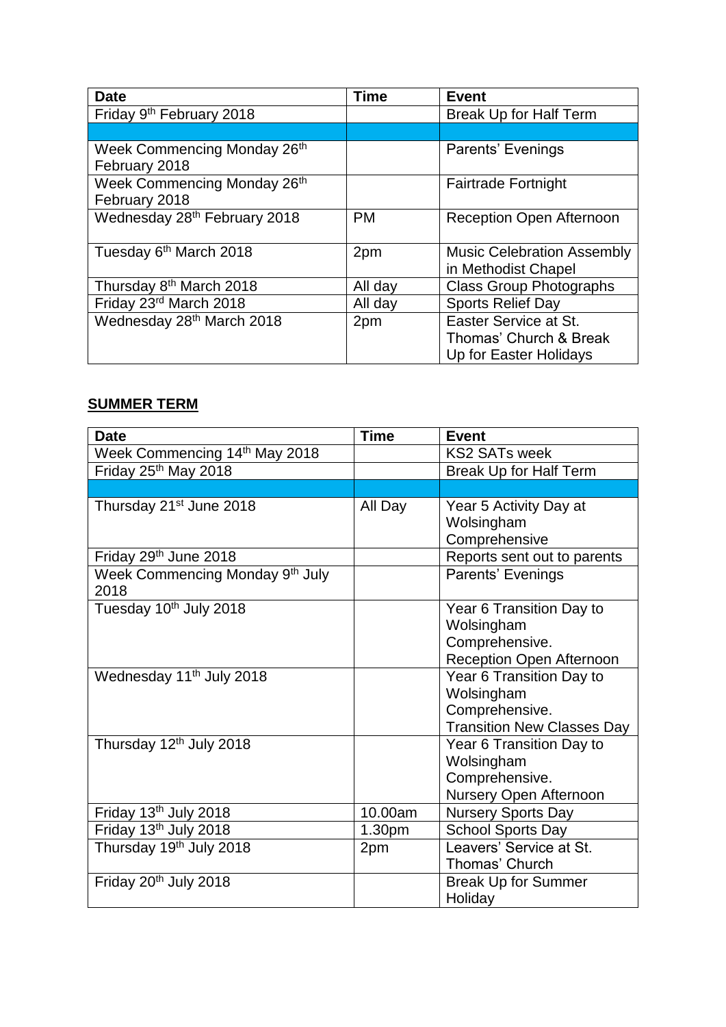| Date | Time | Event |
| --- | --- | --- |
| Friday 9th February 2018 | | Break Up for Half Term |
| | | |
| Week Commencing Monday 26th February 2018 | | Parents' Evenings |
| Week Commencing Monday 26th February 2018 | | Fairtrade Fortnight |
| Wednesday 28th February 2018 | PM | Reception Open Afternoon |
| Tuesday 6th March 2018 | 2pm | Music Celebration Assembly in Methodist Chapel |
| Thursday 8th March 2018 | All day | Class Group Photographs |
| Friday 23rd March 2018 | All day | Sports Relief Day |
| Wednesday 28th March 2018 | 2pm | Easter Service at St. Thomas' Church & Break Up for Easter Holidays |

## SUMMER TERM

| Date | Time | Event |
| --- | --- | --- |
| Week Commencing 14th May 2018 | | KS2 SATs week |
| Friday 25th May 2018 | | Break Up for Half Term |
| | | |
| Thursday 21st June 2018 | All Day | Year 5 Activity Day at Wolsingham Comprehensive |
| Friday 29th June 2018 | | Reports sent out to parents |
| Week Commencing Monday 9th July 2018 | | Parents' Evenings |
| Tuesday 10th July 2018 | | Year 6 Transition Day to Wolsingham Comprehensive. Reception Open Afternoon |
| Wednesday 11th July 2018 | | Year 6 Transition Day to Wolsingham Comprehensive. Transition New Classes Day |
| Thursday 12th July 2018 | | Year 6 Transition Day to Wolsingham Comprehensive. Nursery Open Afternoon |
| Friday 13th July 2018 | 10.00am | Nursery Sports Day |
| Friday 13th July 2018 | 1.30pm | School Sports Day |
| Thursday 19th July 2018 | 2pm | Leavers' Service at St. Thomas' Church |
| Friday 20th July 2018 | | Break Up for Summer Holiday |